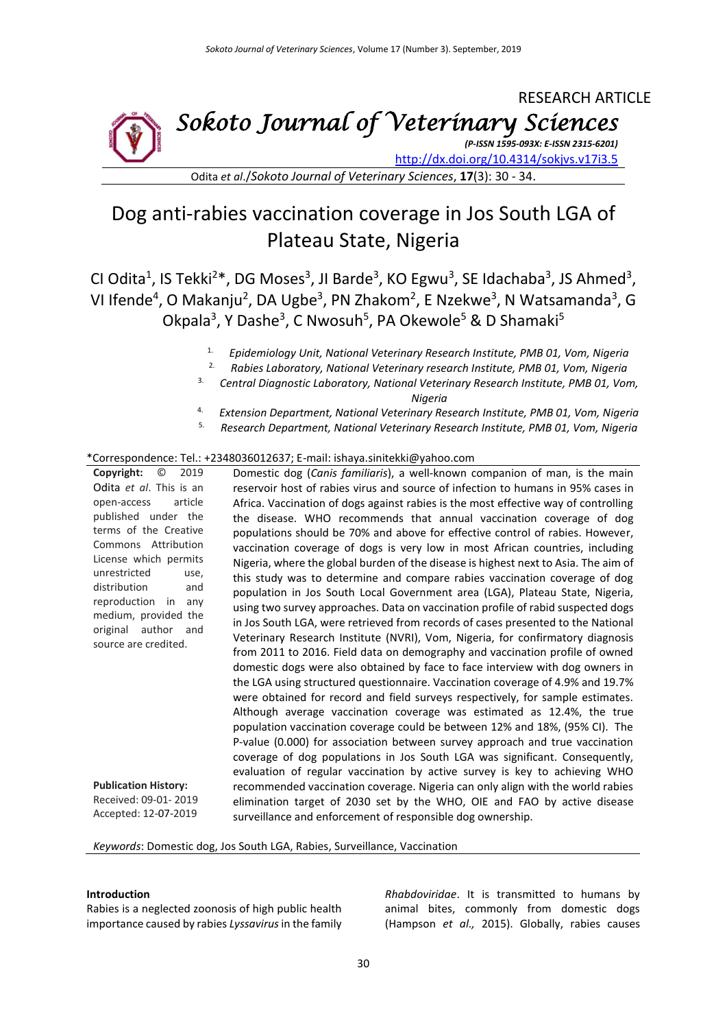RESEARCH ARTICLE

**Sokoto Journal of Veterinary Sciences**

*(P-ISSN 1595-093X: E-ISSN 2315-6201)*

http://dx.doi.org/10.4314/sokjvs.v17i3.5

# Dog anti-rabies vaccination coverage in Jos South LGA of Plateau State, Nigeria

CI Odita[1], IS Tekki[2]*, DG Moses[3], JI Barde[3], KO Egwu[3], SE Idachaba[3], JS Ahmed[3], VI Ifende[4], O Makanju[2], DA Ugbe[3], PN Zhakom[2], E Nzekwe[3], N Watsamanda[3], G Okpala[3], Y Dashe[3], C Nwosuh[5], PA Okewole[5] & D Shamaki[5]

1. *Epidemiology Unit, National Veterinary Research Institute, PMB 01, Vom, Nigeria*
2. *Rabies Laboratory, National Veterinary research Institute, PMB 01, Vom, Nigeria*
3. *Central Diagnostic Laboratory, National Veterinary Research Institute, PMB 01, Vom, Nigeria*
4. *Extension Department, National Veterinary Research Institute, PMB 01, Vom, Nigeria*
5. *Research Department, National Veterinary Research Institute, PMB 01, Vom, Nigeria*

*Correspondence: Tel.: +2348036012637; E-mail: ishaya.sinitekki@yahoo.com

**Copyright:** © 2019 Odita *et al*. This is an open-access article published under the terms of the Creative Commons Attribution License which permits unrestricted use, distribution and reproduction in any medium, provided the original author and source are credited.

**Publication History:**
Received: 09-01- 2019
Accepted: 12-07-2019

Domestic dog (*Canis familiaris*), a well-known companion of man, is the main reservoir host of rabies virus and source of infection to humans in 95% cases in Africa. Vaccination of dogs against rabies is the most effective way of controlling the disease. WHO recommends that annual vaccination coverage of dog populations should be 70% and above for effective control of rabies. However, vaccination coverage of dogs is very low in most African countries, including Nigeria, where the global burden of the disease is highest next to Asia. The aim of this study was to determine and compare rabies vaccination coverage of dog population in Jos South Local Government area (LGA), Plateau State, Nigeria, using two survey approaches. Data on vaccination profile of rabid suspected dogs in Jos South LGA, were retrieved from records of cases presented to the National Veterinary Research Institute (NVRI), Vom, Nigeria, for confirmatory diagnosis from 2011 to 2016. Field data on demography and vaccination profile of owned domestic dogs were also obtained by face to face interview with dog owners in the LGA using structured questionnaire. Vaccination coverage of 4.9% and 19.7% were obtained for record and field surveys respectively, for sample estimates. Although average vaccination coverage was estimated as 12.4%, the true population vaccination coverage could be between 12% and 18%, (95% CI). The P-value (0.000) for association between survey approach and true vaccination coverage of dog populations in Jos South LGA was significant. Consequently, evaluation of regular vaccination by active survey is key to achieving WHO recommended vaccination coverage. Nigeria can only align with the world rabies elimination target of 2030 set by the WHO, OIE and FAO by active disease surveillance and enforcement of responsible dog ownership.

*Keywords*: Domestic dog, Jos South LGA, Rabies, Surveillance, Vaccination

## Introduction

Rabies is a neglected zoonosis of high public health importance caused by rabies *Lyssavirus* in the family *Rhabdoviridae*. It is transmitted to humans by animal bites, commonly from domestic dogs (Hampson *et al.,* 2015). Globally, rabies causes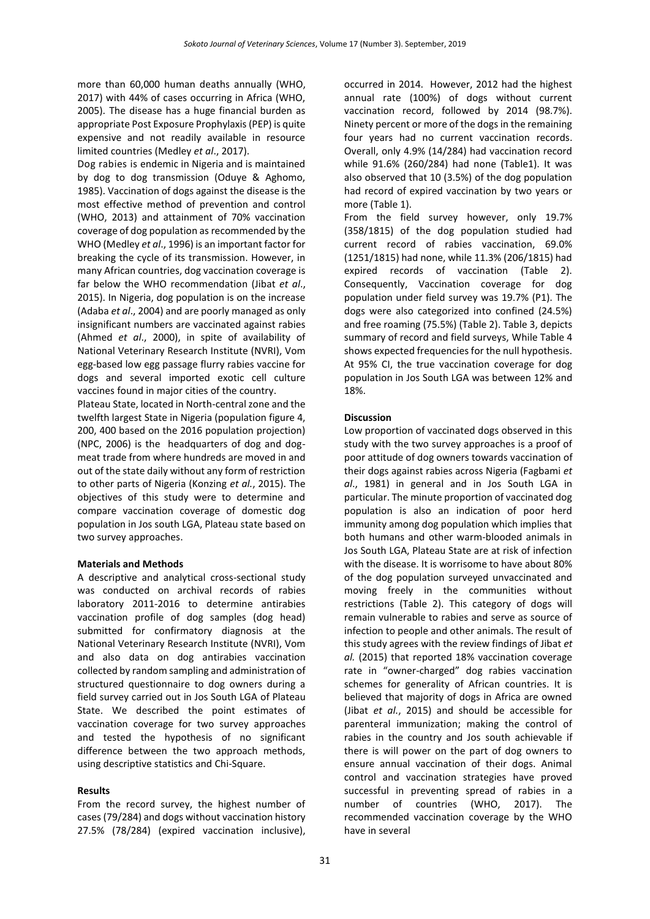more than 60,000 human deaths annually (WHO, 2017) with 44% of cases occurring in Africa (WHO, 2005). The disease has a huge financial burden as appropriate Post Exposure Prophylaxis (PEP) is quite expensive and not readily available in resource limited countries (Medley *et al*., 2017).

Dog rabies is endemic in Nigeria and is maintained by dog to dog transmission (Oduye & Aghomo, 1985). Vaccination of dogs against the disease is the most effective method of prevention and control (WHO, 2013) and attainment of 70% vaccination coverage of dog population as recommended by the WHO (Medley *et al*., 1996) is an important factor for breaking the cycle of its transmission. However, in many African countries, dog vaccination coverage is far below the WHO recommendation (Jibat *et al*., 2015). In Nigeria, dog population is on the increase (Adaba *et al*., 2004) and are poorly managed as only insignificant numbers are vaccinated against rabies (Ahmed *et al*., 2000), in spite of availability of National Veterinary Research Institute (NVRI), Vom egg-based low egg passage flurry rabies vaccine for dogs and several imported exotic cell culture vaccines found in major cities of the country.

Plateau State, located in North-central zone and the twelfth largest State in Nigeria (population figure 4, 200, 400 based on the 2016 population projection) (NPC, 2006) is the headquarters of dog and dog-meat trade from where hundreds are moved in and out of the state daily without any form of restriction to other parts of Nigeria (Konzing *et al.*, 2015). The objectives of this study were to determine and compare vaccination coverage of domestic dog population in Jos south LGA, Plateau state based on two survey approaches.

## Materials and Methods

A descriptive and analytical cross-sectional study was conducted on archival records of rabies laboratory 2011-2016 to determine antirabies vaccination profile of dog samples (dog head) submitted for confirmatory diagnosis at the National Veterinary Research Institute (NVRI), Vom and also data on dog antirabies vaccination collected by random sampling and administration of structured questionnaire to dog owners during a field survey carried out in Jos South LGA of Plateau State. We described the point estimates of vaccination coverage for two survey approaches and tested the hypothesis of no significant difference between the two approach methods, using descriptive statistics and Chi-Square.

## Results

From the record survey, the highest number of cases (79/284) and dogs without vaccination history 27.5% (78/284) (expired vaccination inclusive), occurred in 2014. However, 2012 had the highest annual rate (100%) of dogs without current vaccination record, followed by 2014 (98.7%). Ninety percent or more of the dogs in the remaining four years had no current vaccination records. Overall, only 4.9% (14/284) had vaccination record while 91.6% (260/284) had none (Table1). It was also observed that 10 (3.5%) of the dog population had record of expired vaccination by two years or more (Table 1).

From the field survey however, only 19.7% (358/1815) of the dog population studied had current record of rabies vaccination, 69.0% (1251/1815) had none, while 11.3% (206/1815) had expired records of vaccination (Table 2). Consequently, Vaccination coverage for dog population under field survey was 19.7% (P1). The dogs were also categorized into confined (24.5%) and free roaming (75.5%) (Table 2). Table 3, depicts summary of record and field surveys, While Table 4 shows expected frequencies for the null hypothesis. At 95% CI, the true vaccination coverage for dog population in Jos South LGA was between 12% and 18%.

## Discussion

Low proportion of vaccinated dogs observed in this study with the two survey approaches is a proof of poor attitude of dog owners towards vaccination of their dogs against rabies across Nigeria (Fagbami *et al*., 1981) in general and in Jos South LGA in particular. The minute proportion of vaccinated dog population is also an indication of poor herd immunity among dog population which implies that both humans and other warm-blooded animals in Jos South LGA, Plateau State are at risk of infection with the disease. It is worrisome to have about 80% of the dog population surveyed unvaccinated and moving freely in the communities without restrictions (Table 2). This category of dogs will remain vulnerable to rabies and serve as source of infection to people and other animals. The result of this study agrees with the review findings of Jibat *et al.* (2015) that reported 18% vaccination coverage rate in "owner-charged" dog rabies vaccination schemes for generality of African countries. It is believed that majority of dogs in Africa are owned (Jibat *et al.*, 2015) and should be accessible for parenteral immunization; making the control of rabies in the country and Jos south achievable if there is will power on the part of dog owners to ensure annual vaccination of their dogs. Animal control and vaccination strategies have proved successful in preventing spread of rabies in a number of countries (WHO, 2017). The recommended vaccination coverage by the WHO have in several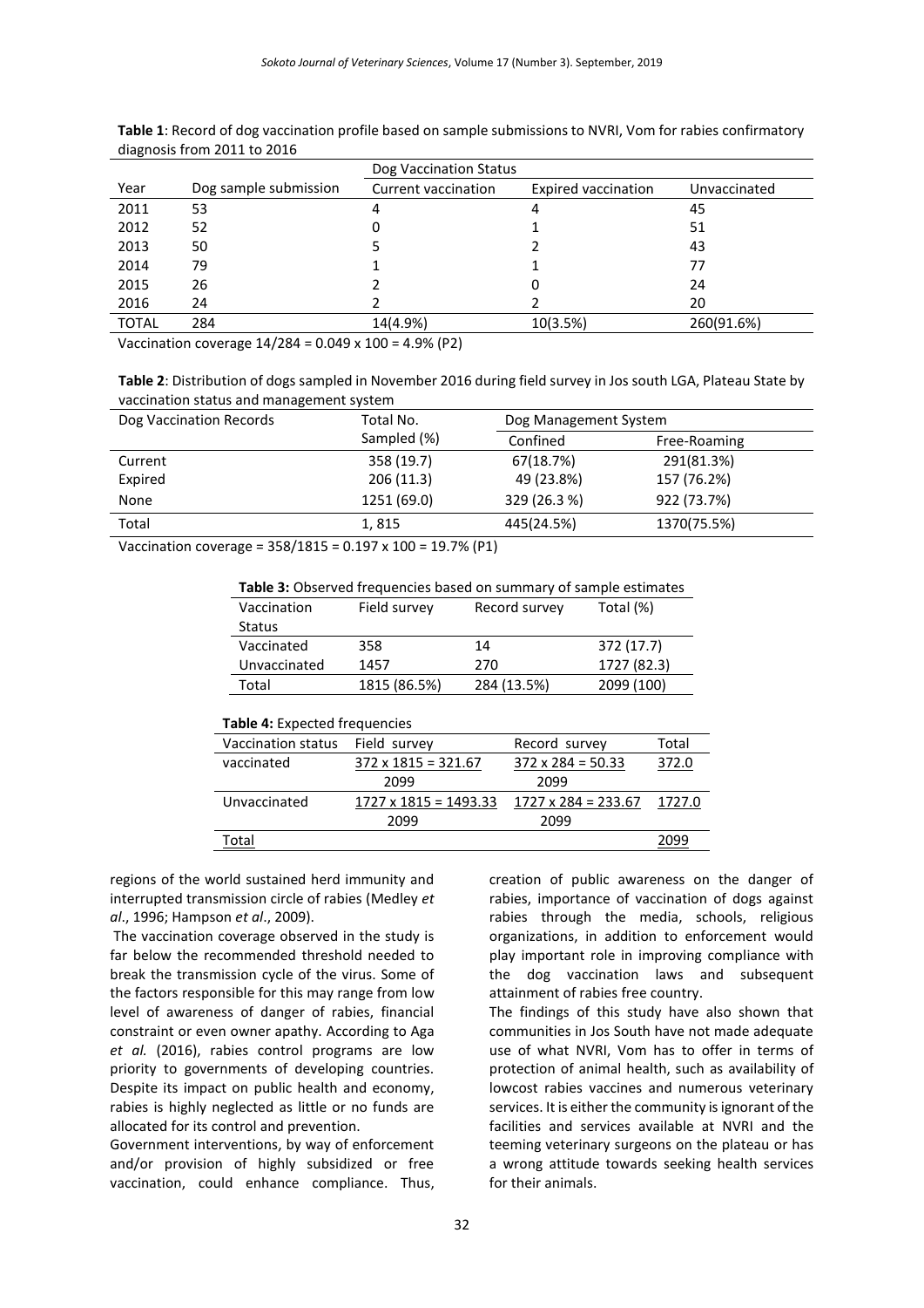**Table 1**: Record of dog vaccination profile based on sample submissions to NVRI, Vom for rabies confirmatory diagnosis from 2011 to 2016

| Year | Dog sample submission | Dog Vaccination Status | | |
|---|---|---|---|---|
| | | Current vaccination | Expired vaccination | Unvaccinated |
| 2011 | 53 | 4 | 4 | 45 |
| 2012 | 52 | 0 | 1 | 51 |
| 2013 | 50 | 5 | 2 | 43 |
| 2014 | 79 | 1 | 1 | 77 |
| 2015 | 26 | 2 | 0 | 24 |
| 2016 | 24 | 2 | 2 | 20 |
| TOTAL | 284 | 14(4.9%) | 10(3.5%) | 260(91.6%) |

Vaccination coverage 14/284 = 0.049 x 100 = 4.9% (P2)

**Table 2**: Distribution of dogs sampled in November 2016 during field survey in Jos south LGA, Plateau State by vaccination status and management system

| Dog Vaccination Records | Total No. Sampled (%) | Dog Management System | |
|---|---|---|---|
| | | Confined | Free-Roaming |
| Current | 358 (19.7) | 67(18.7%) | 291(81.3%) |
| Expired | 206 (11.3) | 49 (23.8%) | 157 (76.2%) |
| None | 1251 (69.0) | 329 (26.3 %) | 922 (73.7%) |
| Total | 1, 815 | 445(24.5%) | 1370(75.5%) |

Vaccination coverage = 358/1815 = 0.197 x 100 = 19.7% (P1)

**Table 3:** Observed frequencies based on summary of sample estimates

| Vaccination Status | Field survey | Record survey | Total (%) |
|---|---|---|---|
| Vaccinated | 358 | 14 | 372 (17.7) |
| Unvaccinated | 1457 | 270 | 1727 (82.3) |
| Total | 1815 (86.5%) | 284 (13.5%) | 2099 (100) |

**Table 4:** Expected frequencies

| Vaccination status | Field survey | Record survey | Total |
|---|---|---|---|
| vaccinated | $\frac{372 \times 1815}{2099} = 321.67$ | $\frac{372 \times 284}{2099} = 50.33$ | 372.0 |
| Unvaccinated | $\frac{1727 \times 1815}{2099} = 1493.33$ | $\frac{1727 \times 284}{2099} = 233.67$ | 1727.0 |
| Total | | | 2099 |

regions of the world sustained herd immunity and interrupted transmission circle of rabies (Medley *et al*., 1996; Hampson *et al*., 2009).

The vaccination coverage observed in the study is far below the recommended threshold needed to break the transmission cycle of the virus. Some of the factors responsible for this may range from low level of awareness of danger of rabies, financial constraint or even owner apathy. According to Aga *et al.* (2016), rabies control programs are low priority to governments of developing countries. Despite its impact on public health and economy, rabies is highly neglected as little or no funds are allocated for its control and prevention.

Government interventions, by way of enforcement and/or provision of highly subsidized or free vaccination, could enhance compliance. Thus, creation of public awareness on the danger of rabies, importance of vaccination of dogs against rabies through the media, schools, religious organizations, in addition to enforcement would play important role in improving compliance with the dog vaccination laws and subsequent attainment of rabies free country.

The findings of this study have also shown that communities in Jos South have not made adequate use of what NVRI, Vom has to offer in terms of protection of animal health, such as availability of lowcost rabies vaccines and numerous veterinary services. It is either the community is ignorant of the facilities and services available at NVRI and the teeming veterinary surgeons on the plateau or has a wrong attitude towards seeking health services for their animals.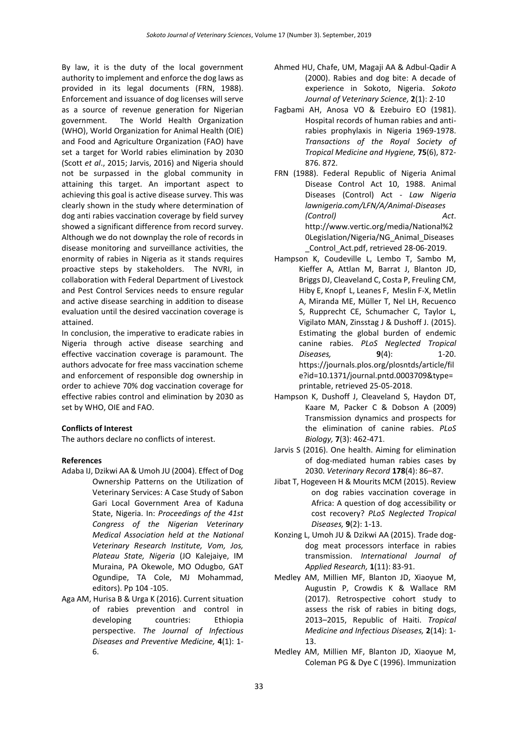By law, it is the duty of the local government authority to implement and enforce the dog laws as provided in its legal documents (FRN, 1988). Enforcement and issuance of dog licenses will serve as a source of revenue generation for Nigerian government. The World Health Organization (WHO), World Organization for Animal Health (OIE) and Food and Agriculture Organization (FAO) have set a target for World rabies elimination by 2030 (Scott *et al*., 2015; Jarvis, 2016) and Nigeria should not be surpassed in the global community in attaining this target. An important aspect to achieving this goal is active disease survey. This was clearly shown in the study where determination of dog anti rabies vaccination coverage by field survey showed a significant difference from record survey. Although we do not downplay the role of records in disease monitoring and surveillance activities, the enormity of rabies in Nigeria as it stands requires proactive steps by stakeholders. The NVRI, in collaboration with Federal Department of Livestock and Pest Control Services needs to ensure regular and active disease searching in addition to disease evaluation until the desired vaccination coverage is attained.

In conclusion, the imperative to eradicate rabies in Nigeria through active disease searching and effective vaccination coverage is paramount. The authors advocate for free mass vaccination scheme and enforcement of responsible dog ownership in order to achieve 70% dog vaccination coverage for effective rabies control and elimination by 2030 as set by WHO, OIE and FAO.

**Conflicts of Interest**

The authors declare no conflicts of interest.

**References**

Adaba IJ, Dzikwi AA & Umoh JU (2004). Effect of Dog Ownership Patterns on the Utilization of Veterinary Services: A Case Study of Sabon Gari Local Government Area of Kaduna State, Nigeria. In: *Proceedings of the 41st Congress of the Nigerian Veterinary Medical Association held at the National Veterinary Research Institute, Vom, Jos, Plateau State, Nigeria* (JO Kalejaiye, IM Muraina, PA Okewole, MO Odugbo, GAT Ogundipe, TA Cole, MJ Mohammad, editors). Pp 104 -105.

Aga AM, Hurisa B & Urga K (2016). Current situation of rabies prevention and control in developing countries: Ethiopia perspective. *The Journal of Infectious Diseases and Preventive Medicine,* **4**(1): 1-6.

Ahmed HU, Chafe, UM, Magaji AA & Adbul-Qadir A (2000). Rabies and dog bite: A decade of experience in Sokoto, Nigeria. *Sokoto Journal of Veterinary Science,* **2**(1): 2-10

Fagbami AH, Anosa VO & Ezebuiro EO (1981). Hospital records of human rabies and anti-rabies prophylaxis in Nigeria 1969-1978. *Transactions of the Royal Society of Tropical Medicine and Hygiene,* **75**(6), 872-876. 872.

FRN (1988). Federal Republic of Nigeria Animal Disease Control Act 10, 1988. Animal Diseases (Control) Act - *Law Nigeria lawnigeria.com/LFN/A/Animal-Diseases (Control) Act*. http://www.vertic.org/media/National%20Legislation/Nigeria/NG_Animal_Diseases_Control_Act.pdf, retrieved 28-06-2019.

Hampson K, Coudeville L, Lembo T, Sambo M, Kieffer A, Attlan M, Barrat J, Blanton JD, Briggs DJ, Cleaveland C, Costa P, Freuling CM, Hiby E, Knopf L, Leanes F, Meslin F-X, Metlin A, Miranda ME, Müller T, Nel LH, Recuenco S, Rupprecht CE, Schumacher C, Taylor L, Vigilato MAN, Zinsstag J & Dushoff J. (2015). Estimating the global burden of endemic canine rabies. *PLoS Neglected Tropical Diseases,* **9**(4): 1-20. https://journals.plos.org/plosntds/article/file?id=10.1371/journal.pntd.0003709&type=printable, retrieved 25-05-2018.

Hampson K, Dushoff J, Cleaveland S, Haydon DT, Kaare M, Packer C & Dobson A (2009) Transmission dynamics and prospects for the elimination of canine rabies. *PLoS Biology,* **7**(3): 462-471.

Jarvis S (2016). One health. Aiming for elimination of dog-mediated human rabies cases by 2030. *Veterinary Record* **178**(4): 86–87.

Jibat T, Hogeveen H & Mourits MCM (2015). Review on dog rabies vaccination coverage in Africa: A question of dog accessibility or cost recovery? *PLoS Neglected Tropical Diseases,* **9**(2): 1-13.

Konzing L, Umoh JU & Dzikwi AA (2015). Trade dog-dog meat processors interface in rabies transmission. *International Journal of Applied Research,* **1**(11): 83-91.

Medley AM, Millien MF, Blanton JD, Xiaoyue M, Augustin P, Crowdis K & Wallace RM (2017). Retrospective cohort study to assess the risk of rabies in biting dogs, 2013–2015, Republic of Haiti. *Tropical Medicine and Infectious Diseases,* **2**(14): 1-13.

Medley AM, Millien MF, Blanton JD, Xiaoyue M, Coleman PG & Dye C (1996). Immunization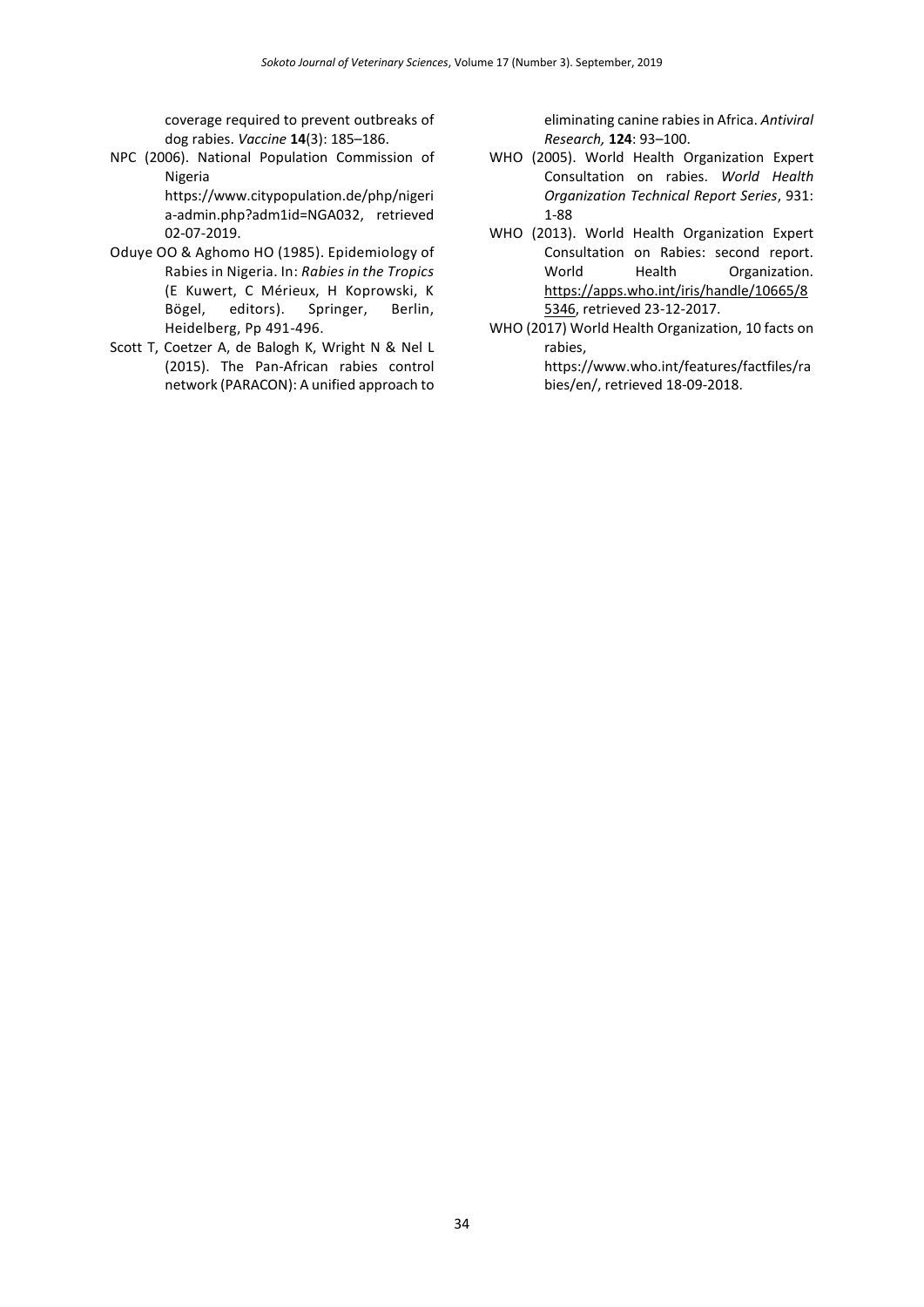coverage required to prevent outbreaks of dog rabies. *Vaccine* **14**(3): 185–186.

NPC (2006). National Population Commission of Nigeria https://www.citypopulation.de/php/nigeria-admin.php?adm1id=NGA032, retrieved 02-07-2019.

Oduye OO & Aghomo HO (1985). Epidemiology of Rabies in Nigeria. In: *Rabies in the Tropics* (E Kuwert, C Mérieux, H Koprowski, K Bögel, editors). Springer, Berlin, Heidelberg, Pp 491-496.

Scott T, Coetzer A, de Balogh K, Wright N & Nel L (2015). The Pan-African rabies control network (PARACON): A unified approach to eliminating canine rabies in Africa. *Antiviral Research,* **124**: 93–100.

WHO (2005). World Health Organization Expert Consultation on rabies. *World Health Organization Technical Report Series*, 931: 1-88

WHO (2013). World Health Organization Expert Consultation on Rabies: second report. World Health Organization. https://apps.who.int/iris/handle/10665/85346, retrieved 23-12-2017.

WHO (2017) World Health Organization, 10 facts on rabies, https://www.who.int/features/factfiles/rabies/en/, retrieved 18-09-2018.